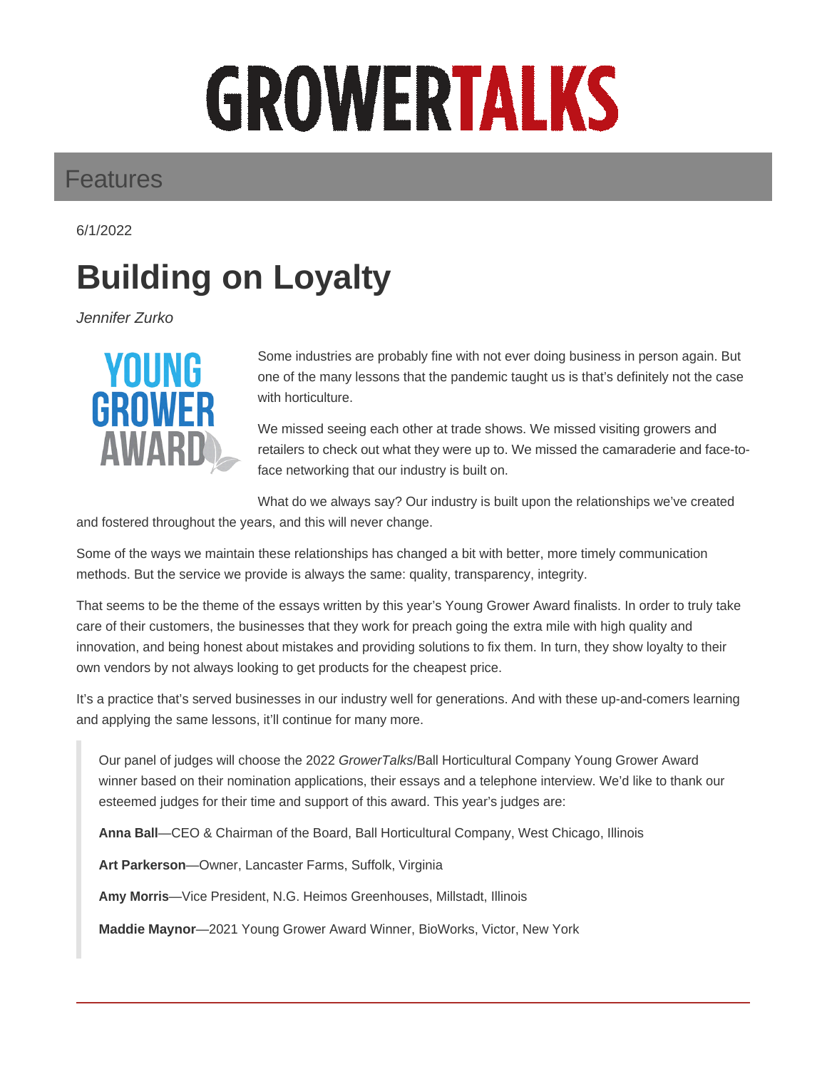# GROWERTALKS

## Features

6/1/2022

# Building on Loyalty

*Jennifer Zurko*

YOUNG GROWER AWARD

Some industries are probably fine with not ever doing business in person again. But one of the many lessons that the pandemic taught us is that's definitely not the case with horticulture.

We missed seeing each other at trade shows. We missed visiting growers and retailers to check out what they were up to. We missed the camaraderie and face-to-face networking that our industry is built on.

What do we always say? Our industry is built upon the relationships we've created and fostered throughout the years, and this will never change.

Some of the ways we maintain these relationships has changed a bit with better, more timely communication methods. But the service we provide is always the same: quality, transparency, integrity.

That seems to be the theme of the essays written by this year's Young Grower Award finalists. In order to truly take care of their customers, the businesses that they work for preach going the extra mile with high quality and innovation, and being honest about mistakes and providing solutions to fix them. In turn, they show loyalty to their own vendors by not always looking to get products for the cheapest price.

It's a practice that's served businesses in our industry well for generations. And with these up-and-comers learning and applying the same lessons, it'll continue for many more.

> Our panel of judges will choose the 2022 *GrowerTalks*/Ball Horticultural Company Young Grower Award winner based on their nomination applications, their essays and a telephone interview. We'd like to thank our esteemed judges for their time and support of this award. This year's judges are:
>
> **Anna Ball**—CEO & Chairman of the Board, Ball Horticultural Company, West Chicago, Illinois
>
> **Art Parkerson**—Owner, Lancaster Farms, Suffolk, Virginia
>
> **Amy Morris**—Vice President, N.G. Heimos Greenhouses, Millstadt, Illinois
>
> **Maddie Maynor**—2021 Young Grower Award Winner, BioWorks, Victor, New York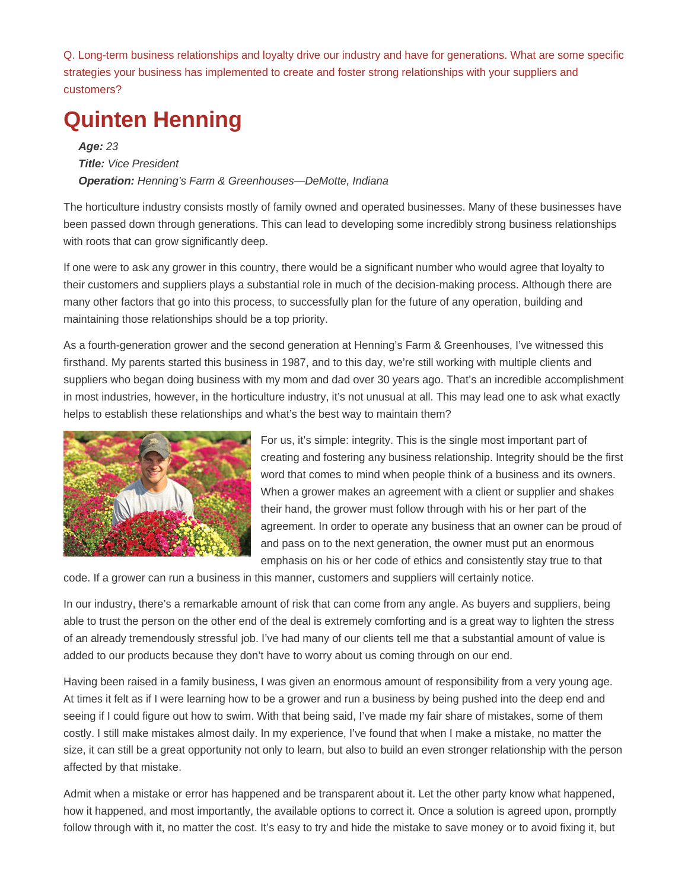Q. Long-term business relationships and loyalty drive our industry and have for generations. What are some specific strategies your business has implemented to create and foster strong relationships with your suppliers and customers?

# Quinten Henning

***Age:*** *23*
***Title:*** *Vice President*
***Operation:*** *Henning's Farm & Greenhouses—DeMotte, Indiana*

The horticulture industry consists mostly of family owned and operated businesses. Many of these businesses have been passed down through generations. This can lead to developing some incredibly strong business relationships with roots that can grow significantly deep.

If one were to ask any grower in this country, there would be a significant number who would agree that loyalty to their customers and suppliers plays a substantial role in much of the decision-making process. Although there are many other factors that go into this process, to successfully plan for the future of any operation, building and maintaining those relationships should be a top priority.

As a fourth-generation grower and the second generation at Henning's Farm & Greenhouses, I've witnessed this firsthand. My parents started this business in 1987, and to this day, we're still working with multiple clients and suppliers who began doing business with my mom and dad over 30 years ago. That's an incredible accomplishment in most industries, however, in the horticulture industry, it's not unusual at all. This may lead one to ask what exactly helps to establish these relationships and what's the best way to maintain them?

For us, it's simple: integrity. This is the single most important part of creating and fostering any business relationship. Integrity should be the first word that comes to mind when people think of a business and its owners. When a grower makes an agreement with a client or supplier and shakes their hand, the grower must follow through with his or her part of the agreement. In order to operate any business that an owner can be proud of and pass on to the next generation, the owner must put an enormous emphasis on his or her code of ethics and consistently stay true to that code. If a grower can run a business in this manner, customers and suppliers will certainly notice.

In our industry, there's a remarkable amount of risk that can come from any angle. As buyers and suppliers, being able to trust the person on the other end of the deal is extremely comforting and is a great way to lighten the stress of an already tremendously stressful job. I've had many of our clients tell me that a substantial amount of value is added to our products because they don't have to worry about us coming through on our end.

Having been raised in a family business, I was given an enormous amount of responsibility from a very young age. At times it felt as if I were learning how to be a grower and run a business by being pushed into the deep end and seeing if I could figure out how to swim. With that being said, I've made my fair share of mistakes, some of them costly. I still make mistakes almost daily. In my experience, I've found that when I make a mistake, no matter the size, it can still be a great opportunity not only to learn, but also to build an even stronger relationship with the person affected by that mistake.

Admit when a mistake or error has happened and be transparent about it. Let the other party know what happened, how it happened, and most importantly, the available options to correct it. Once a solution is agreed upon, promptly follow through with it, no matter the cost. It's easy to try and hide the mistake to save money or to avoid fixing it, but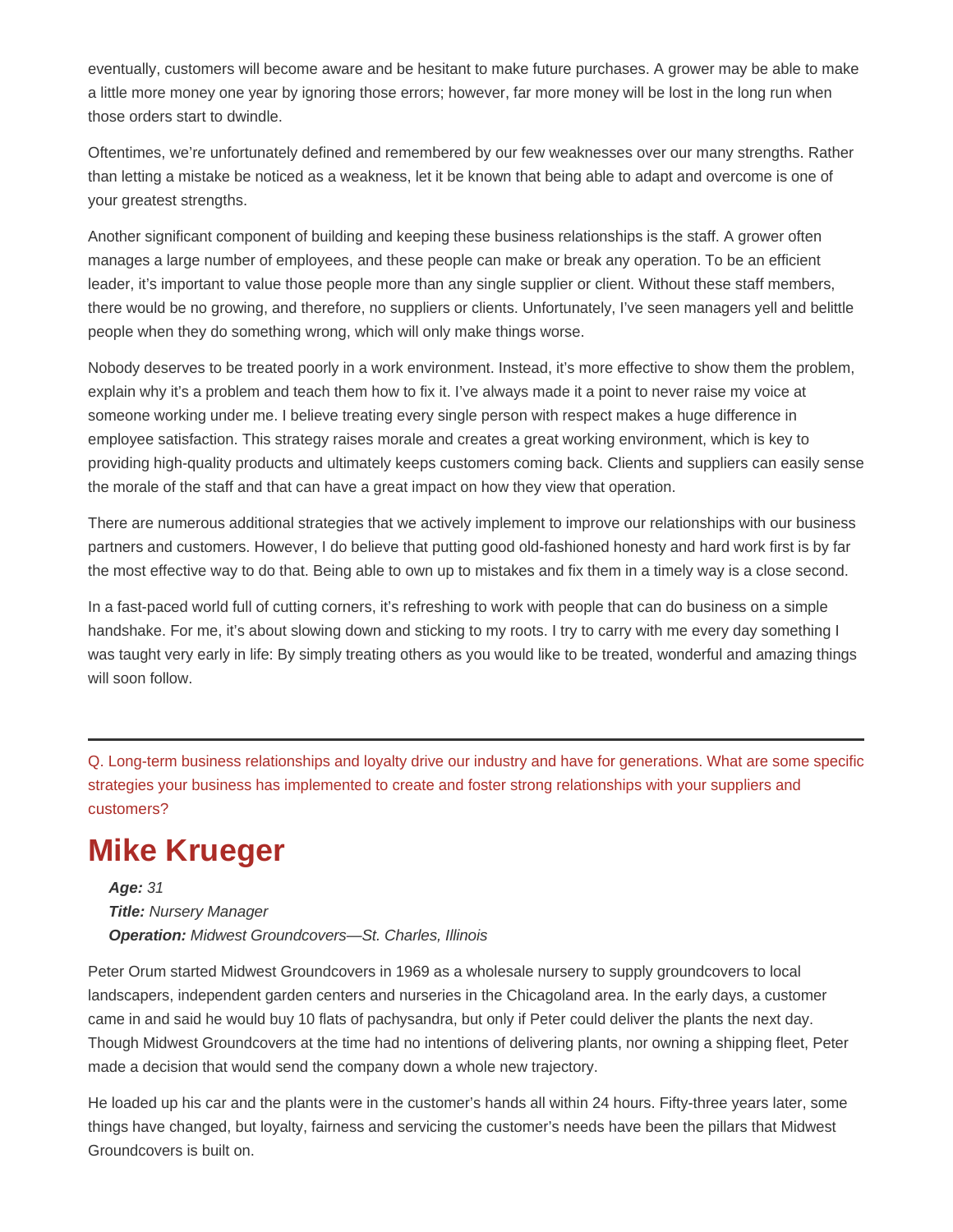eventually, customers will become aware and be hesitant to make future purchases. A grower may be able to make a little more money one year by ignoring those errors; however, far more money will be lost in the long run when those orders start to dwindle.

Oftentimes, we're unfortunately defined and remembered by our few weaknesses over our many strengths. Rather than letting a mistake be noticed as a weakness, let it be known that being able to adapt and overcome is one of your greatest strengths.

Another significant component of building and keeping these business relationships is the staff. A grower often manages a large number of employees, and these people can make or break any operation. To be an efficient leader, it's important to value those people more than any single supplier or client. Without these staff members, there would be no growing, and therefore, no suppliers or clients. Unfortunately, I've seen managers yell and belittle people when they do something wrong, which will only make things worse.

Nobody deserves to be treated poorly in a work environment. Instead, it's more effective to show them the problem, explain why it's a problem and teach them how to fix it. I've always made it a point to never raise my voice at someone working under me. I believe treating every single person with respect makes a huge difference in employee satisfaction. This strategy raises morale and creates a great working environment, which is key to providing high-quality products and ultimately keeps customers coming back. Clients and suppliers can easily sense the morale of the staff and that can have a great impact on how they view that operation.

There are numerous additional strategies that we actively implement to improve our relationships with our business partners and customers. However, I do believe that putting good old-fashioned honesty and hard work first is by far the most effective way to do that. Being able to own up to mistakes and fix them in a timely way is a close second.

In a fast-paced world full of cutting corners, it's refreshing to work with people that can do business on a simple handshake. For me, it's about slowing down and sticking to my roots. I try to carry with me every day something I was taught very early in life: By simply treating others as you would like to be treated, wonderful and amazing things will soon follow.

---

Q. Long-term business relationships and loyalty drive our industry and have for generations. What are some specific strategies your business has implemented to create and foster strong relationships with your suppliers and customers?

# Mike Krueger

***Age:*** *31*
***Title:*** *Nursery Manager*
***Operation:*** *Midwest Groundcovers—St. Charles, Illinois*

Peter Orum started Midwest Groundcovers in 1969 as a wholesale nursery to supply groundcovers to local landscapers, independent garden centers and nurseries in the Chicagoland area. In the early days, a customer came in and said he would buy 10 flats of pachysandra, but only if Peter could deliver the plants the next day. Though Midwest Groundcovers at the time had no intentions of delivering plants, nor owning a shipping fleet, Peter made a decision that would send the company down a whole new trajectory.

He loaded up his car and the plants were in the customer's hands all within 24 hours. Fifty-three years later, some things have changed, but loyalty, fairness and servicing the customer's needs have been the pillars that Midwest Groundcovers is built on.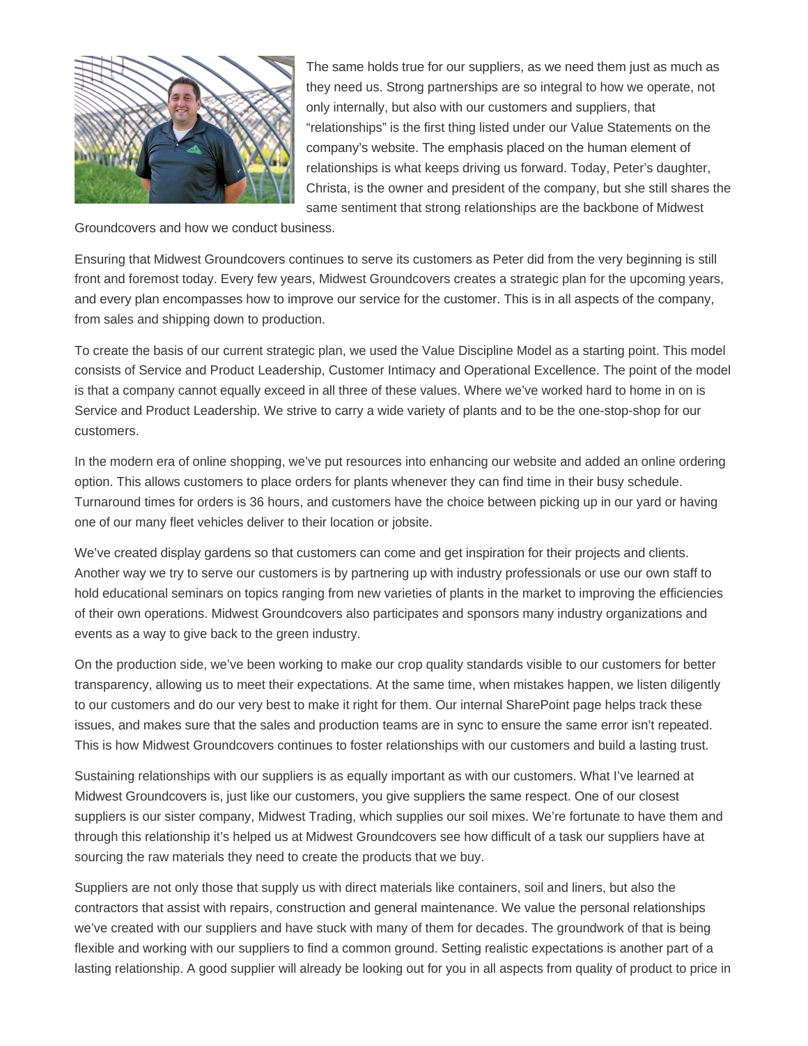The same holds true for our suppliers, as we need them just as much as they need us. Strong partnerships are so integral to how we operate, not only internally, but also with our customers and suppliers, that "relationships" is the first thing listed under our Value Statements on the company's website. The emphasis placed on the human element of relationships is what keeps driving us forward. Today, Peter's daughter, Christa, is the owner and president of the company, but she still shares the same sentiment that strong relationships are the backbone of Midwest Groundcovers and how we conduct business.

Ensuring that Midwest Groundcovers continues to serve its customers as Peter did from the very beginning is still front and foremost today. Every few years, Midwest Groundcovers creates a strategic plan for the upcoming years, and every plan encompasses how to improve our service for the customer. This is in all aspects of the company, from sales and shipping down to production.

To create the basis of our current strategic plan, we used the Value Discipline Model as a starting point. This model consists of Service and Product Leadership, Customer Intimacy and Operational Excellence. The point of the model is that a company cannot equally exceed in all three of these values. Where we've worked hard to home in on is Service and Product Leadership. We strive to carry a wide variety of plants and to be the one-stop-shop for our customers.

In the modern era of online shopping, we've put resources into enhancing our website and added an online ordering option. This allows customers to place orders for plants whenever they can find time in their busy schedule. Turnaround times for orders is 36 hours, and customers have the choice between picking up in our yard or having one of our many fleet vehicles deliver to their location or jobsite.

We've created display gardens so that customers can come and get inspiration for their projects and clients. Another way we try to serve our customers is by partnering up with industry professionals or use our own staff to hold educational seminars on topics ranging from new varieties of plants in the market to improving the efficiencies of their own operations. Midwest Groundcovers also participates and sponsors many industry organizations and events as a way to give back to the green industry.

On the production side, we've been working to make our crop quality standards visible to our customers for better transparency, allowing us to meet their expectations. At the same time, when mistakes happen, we listen diligently to our customers and do our very best to make it right for them. Our internal SharePoint page helps track these issues, and makes sure that the sales and production teams are in sync to ensure the same error isn't repeated. This is how Midwest Groundcovers continues to foster relationships with our customers and build a lasting trust.

Sustaining relationships with our suppliers is as equally important as with our customers. What I've learned at Midwest Groundcovers is, just like our customers, you give suppliers the same respect. One of our closest suppliers is our sister company, Midwest Trading, which supplies our soil mixes. We're fortunate to have them and through this relationship it's helped us at Midwest Groundcovers see how difficult of a task our suppliers have at sourcing the raw materials they need to create the products that we buy.

Suppliers are not only those that supply us with direct materials like containers, soil and liners, but also the contractors that assist with repairs, construction and general maintenance. We value the personal relationships we've created with our suppliers and have stuck with many of them for decades. The groundwork of that is being flexible and working with our suppliers to find a common ground. Setting realistic expectations is another part of a lasting relationship. A good supplier will already be looking out for you in all aspects from quality of product to price in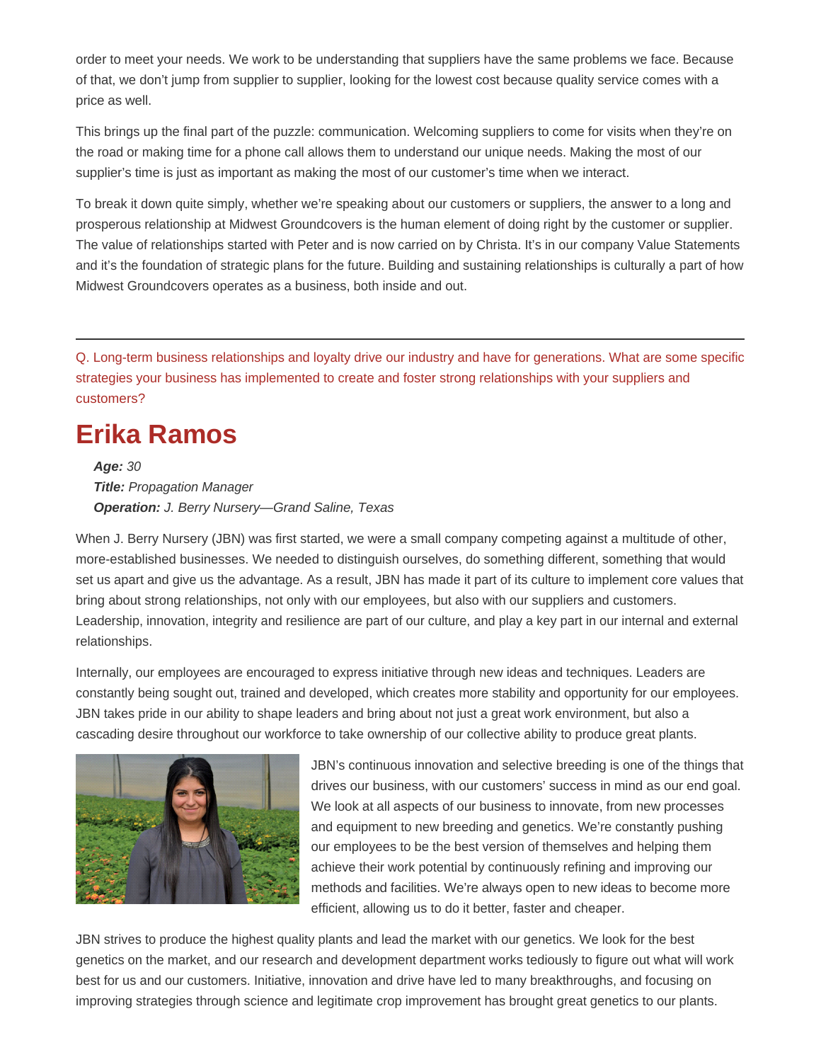order to meet your needs. We work to be understanding that suppliers have the same problems we face. Because of that, we don't jump from supplier to supplier, looking for the lowest cost because quality service comes with a price as well.

This brings up the final part of the puzzle: communication. Welcoming suppliers to come for visits when they're on the road or making time for a phone call allows them to understand our unique needs. Making the most of our supplier's time is just as important as making the most of our customer's time when we interact.

To break it down quite simply, whether we're speaking about our customers or suppliers, the answer to a long and prosperous relationship at Midwest Groundcovers is the human element of doing right by the customer or supplier. The value of relationships started with Peter and is now carried on by Christa. It's in our company Value Statements and it's the foundation of strategic plans for the future. Building and sustaining relationships is culturally a part of how Midwest Groundcovers operates as a business, both inside and out.

---

Q. Long-term business relationships and loyalty drive our industry and have for generations. What are some specific strategies your business has implemented to create and foster strong relationships with your suppliers and customers?

## Erika Ramos

***Age:*** *30*
***Title:*** *Propagation Manager*
***Operation:*** *J. Berry Nursery—Grand Saline, Texas*

When J. Berry Nursery (JBN) was first started, we were a small company competing against a multitude of other, more-established businesses. We needed to distinguish ourselves, do something different, something that would set us apart and give us the advantage. As a result, JBN has made it part of its culture to implement core values that bring about strong relationships, not only with our employees, but also with our suppliers and customers. Leadership, innovation, integrity and resilience are part of our culture, and play a key part in our internal and external relationships.

Internally, our employees are encouraged to express initiative through new ideas and techniques. Leaders are constantly being sought out, trained and developed, which creates more stability and opportunity for our employees. JBN takes pride in our ability to shape leaders and bring about not just a great work environment, but also a cascading desire throughout our workforce to take ownership of our collective ability to produce great plants.

JBN's continuous innovation and selective breeding is one of the things that drives our business, with our customers' success in mind as our end goal. We look at all aspects of our business to innovate, from new processes and equipment to new breeding and genetics. We're constantly pushing our employees to be the best version of themselves and helping them achieve their work potential by continuously refining and improving our methods and facilities. We're always open to new ideas to become more efficient, allowing us to do it better, faster and cheaper.

JBN strives to produce the highest quality plants and lead the market with our genetics. We look for the best genetics on the market, and our research and development department works tediously to figure out what will work best for us and our customers. Initiative, innovation and drive have led to many breakthroughs, and focusing on improving strategies through science and legitimate crop improvement has brought great genetics to our plants.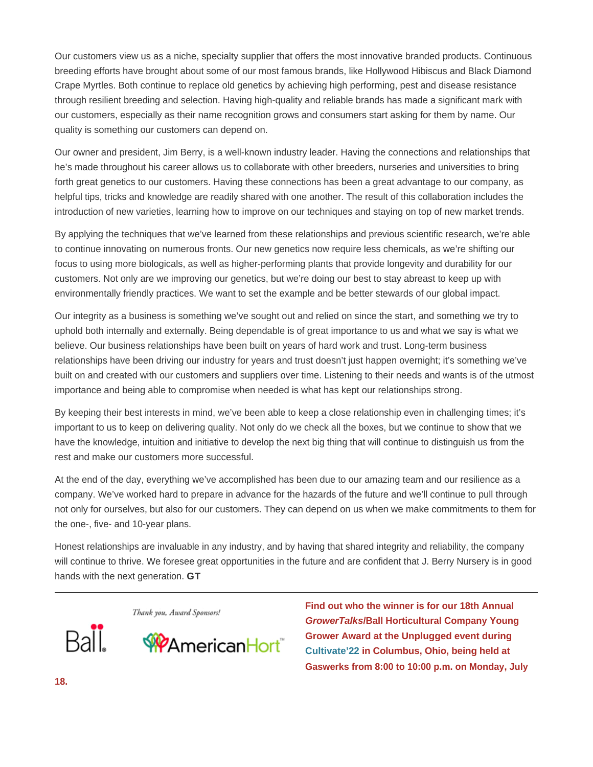Our customers view us as a niche, specialty supplier that offers the most innovative branded products. Continuous breeding efforts have brought about some of our most famous brands, like Hollywood Hibiscus and Black Diamond Crape Myrtles. Both continue to replace old genetics by achieving high performing, pest and disease resistance through resilient breeding and selection. Having high-quality and reliable brands has made a significant mark with our customers, especially as their name recognition grows and consumers start asking for them by name. Our quality is something our customers can depend on.

Our owner and president, Jim Berry, is a well-known industry leader. Having the connections and relationships that he's made throughout his career allows us to collaborate with other breeders, nurseries and universities to bring forth great genetics to our customers. Having these connections has been a great advantage to our company, as helpful tips, tricks and knowledge are readily shared with one another. The result of this collaboration includes the introduction of new varieties, learning how to improve on our techniques and staying on top of new market trends.

By applying the techniques that we've learned from these relationships and previous scientific research, we're able to continue innovating on numerous fronts. Our new genetics now require less chemicals, as we're shifting our focus to using more biologicals, as well as higher-performing plants that provide longevity and durability for our customers. Not only are we improving our genetics, but we're doing our best to stay abreast to keep up with environmentally friendly practices. We want to set the example and be better stewards of our global impact.

Our integrity as a business is something we've sought out and relied on since the start, and something we try to uphold both internally and externally. Being dependable is of great importance to us and what we say is what we believe. Our business relationships have been built on years of hard work and trust. Long-term business relationships have been driving our industry for years and trust doesn't just happen overnight; it's something we've built on and created with our customers and suppliers over time. Listening to their needs and wants is of the utmost importance and being able to compromise when needed is what has kept our relationships strong.

By keeping their best interests in mind, we've been able to keep a close relationship even in challenging times; it's important to us to keep on delivering quality. Not only do we check all the boxes, but we continue to show that we have the knowledge, intuition and initiative to develop the next big thing that will continue to distinguish us from the rest and make our customers more successful.

At the end of the day, everything we've accomplished has been due to our amazing team and our resilience as a company. We've worked hard to prepare in advance for the hazards of the future and we'll continue to pull through not only for ourselves, but also for our customers. They can depend on us when we make commitments to them for the one-, five- and 10-year plans.

Honest relationships are invaluable in any industry, and by having that shared integrity and reliability, the company will continue to thrive. We foresee great opportunities in the future and are confident that J. Berry Nursery is in good hands with the next generation. **GT**

---

*Thank you, Award Sponsors!*

Ball

AmericanHort™

**Find out who the winner is for our 18th Annual *GrowerTalks*/Ball Horticultural Company Young Grower Award at the Unplugged event during Cultivate'22 in Columbus, Ohio, being held at Gaswerks from 8:00 to 10:00 p.m. on Monday, July 18.**